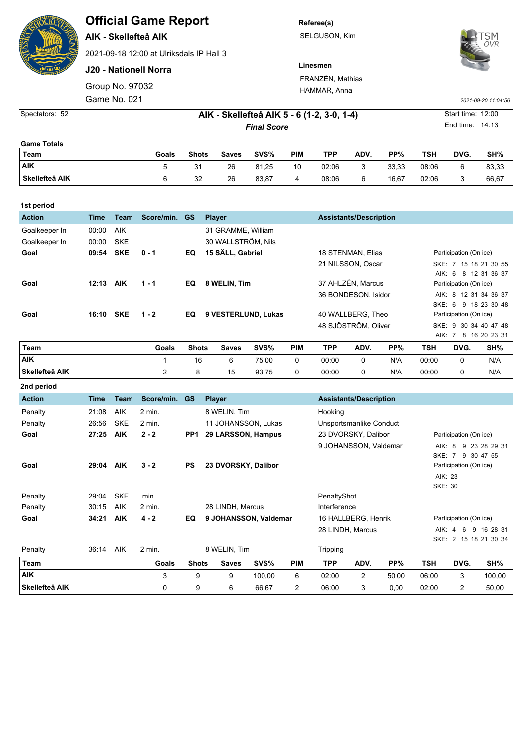# Official Game Report

**AIK - Skellefteå AIK**

2021-09-18 12:00 at Ulriksdals IP Hall 3

**J20 - Nationell Norra**

Group No. 97032

Game No. 021

**Referee(s)**

SELGUSON, Kim

**Linesmen**

FRANZÉN, Mathias

HAMMAR, Anna

*2021-09-20 11:04:56*

Spectators: 52

**AIK - Skellefteå AIK 5 - 6 (1-2, 3-0, 1-4)**

***Final Score***

Start time: 12:00

End time: 14:13

**Game Totals**

| Team | Goals | Shots | Saves | SVS% | PIM | TPP | ADV. | PP% | TSH | DVG. | SH% |
|---|---|---|---|---|---|---|---|---|---|---|---|
| AIK | 5 | 31 | 26 | 81,25 | 10 | 02:06 | 3 | 33,33 | 08:06 | 6 | 83,33 |
| Skellefteå AIK | 6 | 32 | 26 | 83,87 | 4 | 08:06 | 6 | 16,67 | 02:06 | 3 | 66,67 |

**1st period**

| Action | Time | Team | Score/min. | GS | Player | Assistants/Description | |
|---|---|---|---|---|---|---|---|
| Goalkeeper In | 00:00 | AIK | | | 31 GRAMME, William | | |
| Goalkeeper In | 00:00 | SKE | | | 30 WALLSTRÖM, Nils | | |
| **Goal** | **09:54** | **SKE** | **0 - 1** | **EQ** | **15 SÄLL, Gabriel** | 18 STENMAN, Elias<br>21 NILSSON, Oscar | Participation (On ice)<br>SKE: 7 15 18 21 30 55<br>AIK: 6 8 12 31 36 37 |
| **Goal** | **12:13** | **AIK** | **1 - 1** | **EQ** | **8 WELIN, Tim** | 37 AHLZÉN, Marcus<br>36 BONDESON, Isidor | Participation (On ice)<br>AIK: 8 12 31 34 36 37<br>SKE: 6 9 18 23 30 48 |
| **Goal** | **16:10** | **SKE** | **1 - 2** | **EQ** | **9 VESTERLUND, Lukas** | 40 WALLBERG, Theo<br>48 SJÖSTRÖM, Oliver | Participation (On ice)<br>SKE: 9 30 34 40 47 48<br>AIK: 7 8 16 20 23 31 |

| Team | Goals | Shots | Saves | SVS% | PIM | TPP | ADV. | PP% | TSH | DVG. | SH% |
|---|---|---|---|---|---|---|---|---|---|---|---|
| AIK | 1 | 16 | 6 | 75,00 | 0 | 00:00 | 0 | N/A | 00:00 | 0 | N/A |
| Skellefteå AIK | 2 | 8 | 15 | 93,75 | 0 | 00:00 | 0 | N/A | 00:00 | 0 | N/A |

**2nd period**

| Action | Time | Team | Score/min. | GS | Player | Assistants/Description | |
|---|---|---|---|---|---|---|---|
| Penalty | 21:08 | AIK | 2 min. | | 8 WELIN, Tim | Hooking | |
| Penalty | 26:56 | SKE | 2 min. | | 11 JOHANSSON, Lukas | Unsportsmanlike Conduct | |
| **Goal** | **27:25** | **AIK** | **2 - 2** | **PP1** | **29 LARSSON, Hampus** | 23 DVORSKY, Dalibor<br>9 JOHANSSON, Valdemar | Participation (On ice)<br>AIK: 8 9 23 28 29 31<br>SKE: 7 9 30 47 55 |
| **Goal** | **29:04** | **AIK** | **3 - 2** | **PS** | **23 DVORSKY, Dalibor** | | Participation (On ice)<br>AIK: 23<br>SKE: 30 |
| Penalty | 29:04 | SKE | min. | | | PenaltyShot | |
| Penalty | 30:15 | AIK | 2 min. | | 28 LINDH, Marcus | Interference | |
| **Goal** | **34:21** | **AIK** | **4 - 2** | **EQ** | **9 JOHANSSON, Valdemar** | 16 HALLBERG, Henrik<br>28 LINDH, Marcus | Participation (On ice)<br>AIK: 4 6 9 16 28 31<br>SKE: 2 15 18 21 30 34 |
| Penalty | 36:14 | AIK | 2 min. | | 8 WELIN, Tim | Tripping | |

| Team | Goals | Shots | Saves | SVS% | PIM | TPP | ADV. | PP% | TSH | DVG. | SH% |
|---|---|---|---|---|---|---|---|---|---|---|---|
| AIK | 3 | 9 | 9 | 100,00 | 6 | 02:00 | 2 | 50,00 | 06:00 | 3 | 100,00 |
| Skellefteå AIK | 0 | 9 | 6 | 66,67 | 2 | 06:00 | 3 | 0,00 | 02:00 | 2 | 50,00 |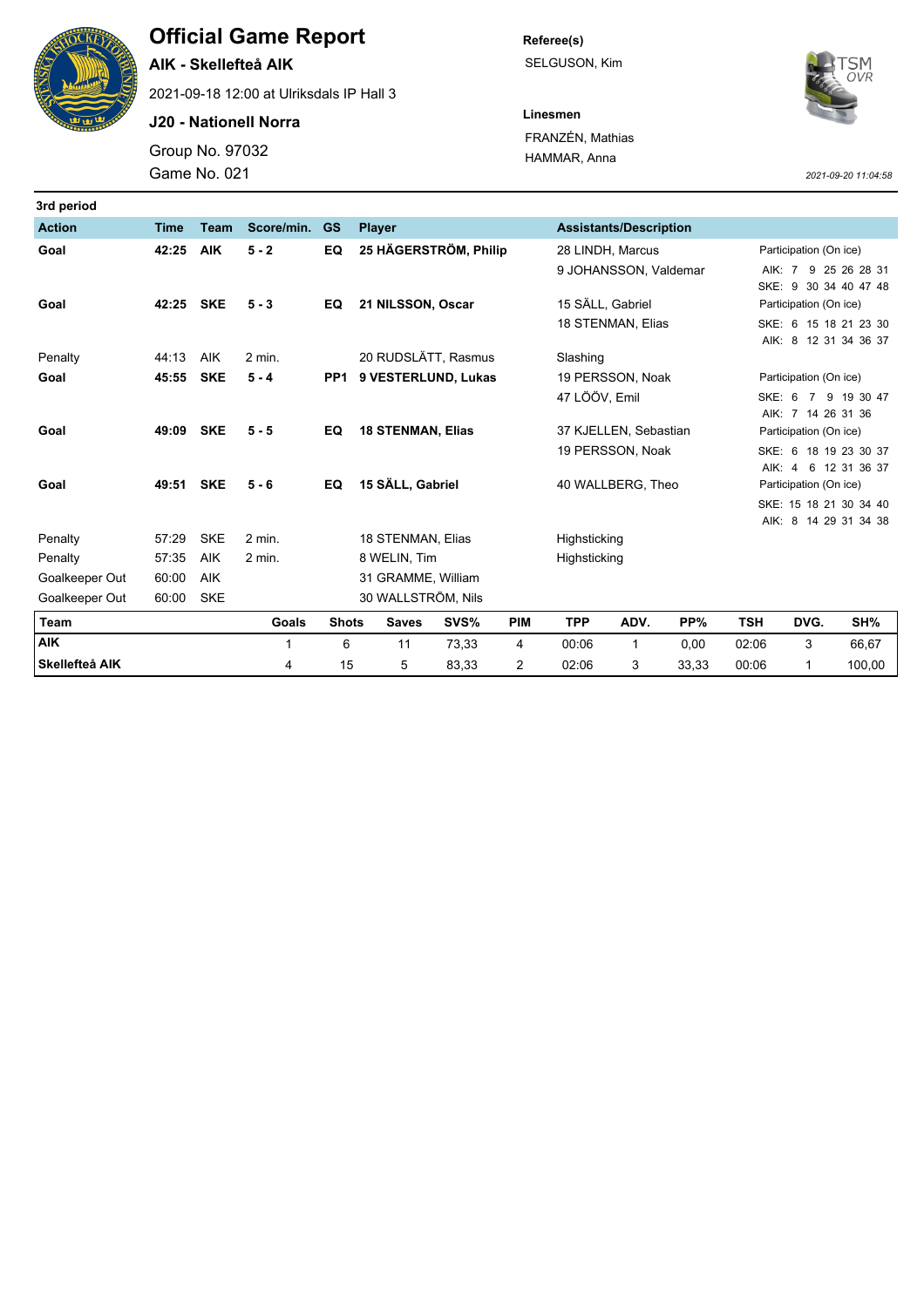# Official Game Report

**AIK - Skellefteå AIK**

2021-09-18 12:00 at Ulriksdals IP Hall 3

**J20 - Nationell Norra**

Group No. 97032

Game No. 021

**Referee(s)**

SELGUSON, Kim

**Linesmen**

FRANZÉN, Mathias

HAMMAR, Anna

*2021-09-20 11:04:58*

**3rd period**

| Action | Time | Team | Score/min. | GS | Player | Assistants/Description | Participation (On ice) |
|---|---|---|---|---|---|---|---|
| **Goal** | **42:25** | **AIK** | **5 - 2** | **EQ** | **25 HÄGERSTRÖM, Philip** | 28 LINDH, Marcus<br>9 JOHANSSON, Valdemar | AIK: 7 9 25 26 28 31<br>SKE: 9 30 34 40 47 48 |
| **Goal** | **42:25** | **SKE** | **5 - 3** | **EQ** | **21 NILSSON, Oscar** | 15 SÄLL, Gabriel<br>18 STENMAN, Elias | SKE: 6 15 18 21 23 30<br>AIK: 8 12 31 34 36 37 |
| Penalty | 44:13 | AIK | 2 min. | | 20 RUDSLÄTT, Rasmus | Slashing | |
| **Goal** | **45:55** | **SKE** | **5 - 4** | **PP1** | **9 VESTERLUND, Lukas** | 19 PERSSON, Noak<br>47 LÖÖV, Emil | SKE: 6 7 9 19 30 47<br>AIK: 7 14 26 31 36 |
| **Goal** | **49:09** | **SKE** | **5 - 5** | **EQ** | **18 STENMAN, Elias** | 37 KJELLEN, Sebastian<br>19 PERSSON, Noak | SKE: 6 18 19 23 30 37<br>AIK: 4 6 12 31 36 37 |
| **Goal** | **49:51** | **SKE** | **5 - 6** | **EQ** | **15 SÄLL, Gabriel** | 40 WALLBERG, Theo | SKE: 15 18 21 30 34 40<br>AIK: 8 14 29 31 34 38 |
| Penalty | 57:29 | SKE | 2 min. | | 18 STENMAN, Elias | Highsticking | |
| Penalty | 57:35 | AIK | 2 min. | | 8 WELIN, Tim | Highsticking | |
| Goalkeeper Out | 60:00 | AIK | | | 31 GRAMME, William | | |
| Goalkeeper Out | 60:00 | SKE | | | 30 WALLSTRÖM, Nils | | |

| Team | Goals | Shots | Saves | SVS% | PIM | TPP | ADV. | PP% | TSH | DVG. | SH% |
|---|---|---|---|---|---|---|---|---|---|---|---|
| **AIK** | 1 | 6 | 11 | 73,33 | 4 | 00:06 | 1 | 0,00 | 02:06 | 3 | 66,67 |
| **Skellefteå AIK** | 4 | 15 | 5 | 83,33 | 2 | 02:06 | 3 | 33,33 | 00:06 | 1 | 100,00 |